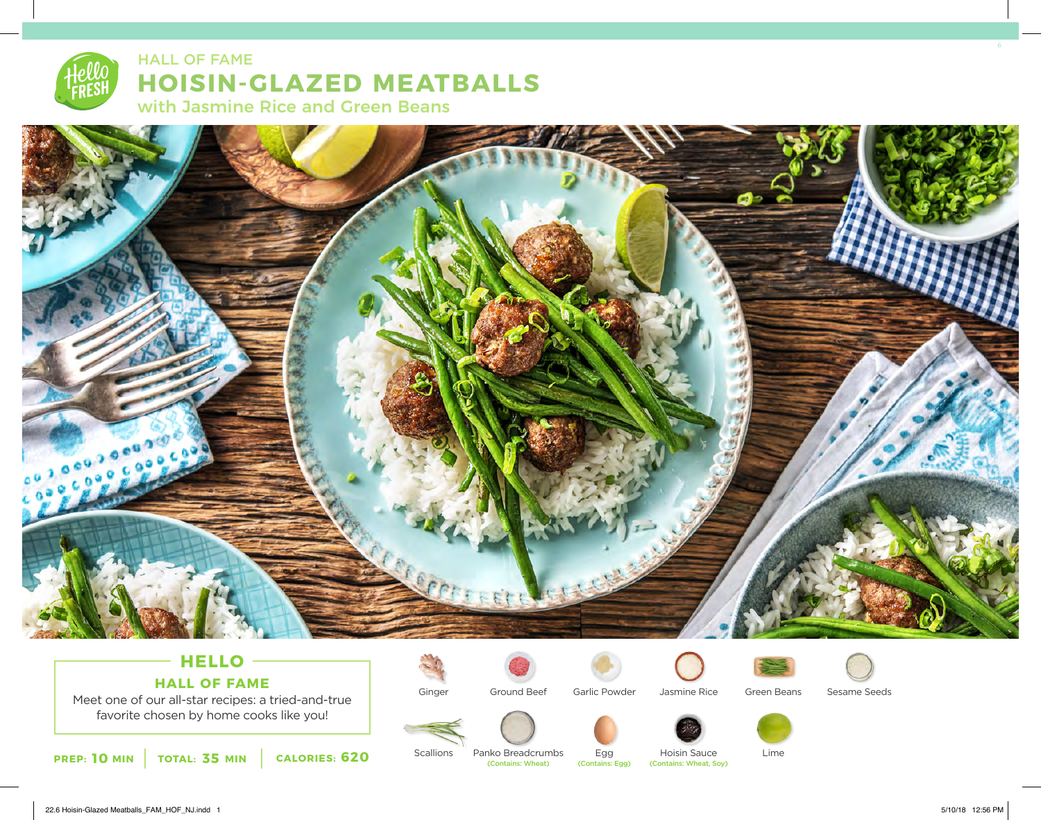HALL OF FAME

# HOISIN-GLAZED MEATBALLS

## with Jasmine Rice and Green Beans

## HELLO

### HALL OF FAME

Meet one of our all-star recipes: a tried-and-true favorite chosen by home cooks like you!

**PREP: 10 MIN** | **TOTAL: 35 MIN** | **CALORIES: 620**

- Ginger
- Ground Beef
- Garlic Powder
- Jasmine Rice
- Green Beans
- Sesame Seeds
- Scallions
- Panko Breadcrumbs (Contains: Wheat)
- Egg (Contains: Egg)
- Hoisin Sauce (Contains: Wheat, Soy)
- Lime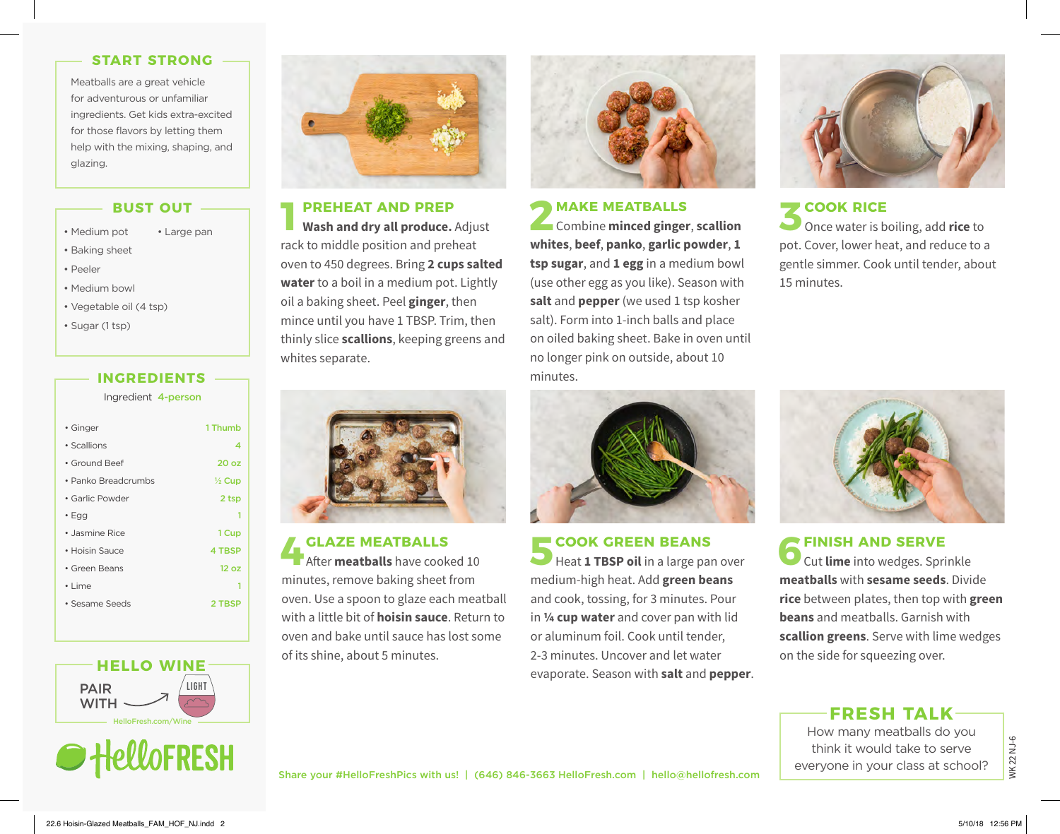## START STRONG

Meatballs are a great vehicle for adventurous or unfamiliar ingredients. Get kids extra-excited for those flavors by letting them help with the mixing, shaping, and glazing.

## BUST OUT

- Medium pot
- Large pan
- Baking sheet
- Peeler
- Medium bowl
- Vegetable oil (4 tsp)
- Sugar (1 tsp)

## INGREDIENTS

| Ingredient | 4-person |
|---|---|
| • Ginger | 1 Thumb |
| • Scallions | 4 |
| • Ground Beef | 20 oz |
| • Panko Breadcrumbs | ½ Cup |
| • Garlic Powder | 2 tsp |
| • Egg | 1 |
| • Jasmine Rice | 1 Cup |
| • Hoisin Sauce | 4 TBSP |
| • Green Beans | 12 oz |
| • Lime | 1 |
| • Sesame Seeds | 2 TBSP |

## HELLO WINE

PAIR WITH → LIGHT

HelloFresh.com/Wine

HelloFRESH

## 1 PREHEAT AND PREP

**Wash and dry all produce.** Adjust rack to middle position and preheat oven to 450 degrees. Bring **2 cups salted water** to a boil in a medium pot. Lightly oil a baking sheet. Peel **ginger**, then mince until you have 1 TBSP. Trim, then thinly slice **scallions**, keeping greens and whites separate.

## 2 MAKE MEATBALLS

Combine **minced ginger**, **scallion whites**, **beef**, **panko**, **garlic powder**, **1 tsp sugar**, and **1 egg** in a medium bowl (use other egg as you like). Season with **salt** and **pepper** (we used 1 tsp kosher salt). Form into 1-inch balls and place on oiled baking sheet. Bake in oven until no longer pink on outside, about 10 minutes.

## 3 COOK RICE

Once water is boiling, add **rice** to pot. Cover, lower heat, and reduce to a gentle simmer. Cook until tender, about 15 minutes.

## 4 GLAZE MEATBALLS

After **meatballs** have cooked 10 minutes, remove baking sheet from oven. Use a spoon to glaze each meatball with a little bit of **hoisin sauce**. Return to oven and bake until sauce has lost some of its shine, about 5 minutes.

## 5 COOK GREEN BEANS

Heat **1 TBSP oil** in a large pan over medium-high heat. Add **green beans** and cook, tossing, for 3 minutes. Pour in **¼ cup water** and cover pan with lid or aluminum foil. Cook until tender, 2-3 minutes. Uncover and let water evaporate. Season with **salt** and **pepper**.

## 6 FINISH AND SERVE

Cut **lime** into wedges. Sprinkle **meatballs** with **sesame seeds**. Divide **rice** between plates, then top with **green beans** and meatballs. Garnish with **scallion greens**. Serve with lime wedges on the side for squeezing over.

## FRESH TALK

How many meatballs do you think it would take to serve everyone in your class at school?

Share your #HelloFreshPics with us! | (646) 846-3663 HelloFresh.com | hello@hellofresh.com

WK 22 NJ-6